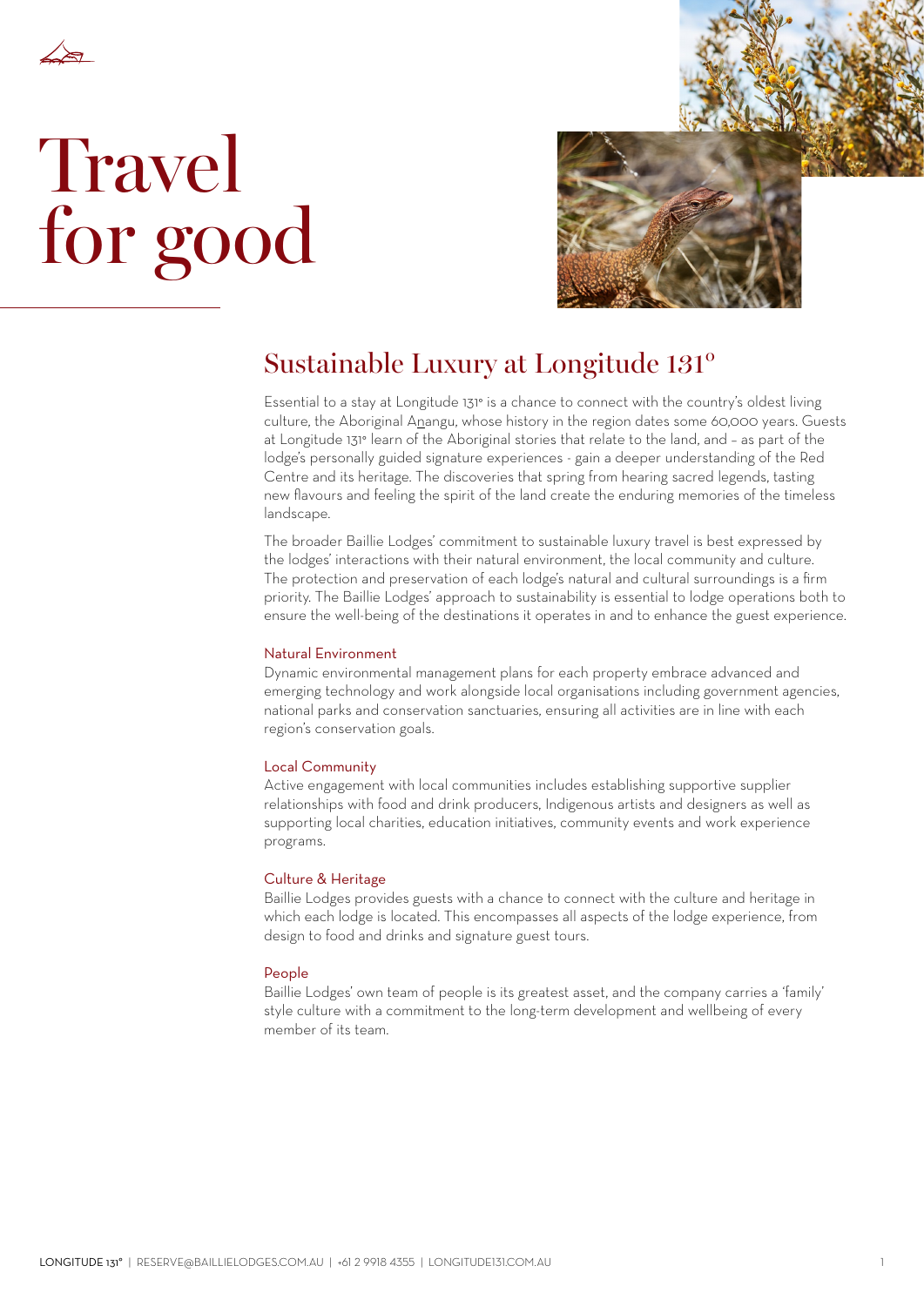# Travel for good

## Sustainable Luxury at Longitude 131°

Essential to a stay at Longitude 131° is a chance to connect with the country's oldest living culture, the Aboriginal Anangu, whose history in the region dates some 60,000 years. Guests at Longitude 131° learn of the Aboriginal stories that relate to the land, and – as part of the lodge's personally guided signature experiences - gain a deeper understanding of the Red Centre and its heritage. The discoveries that spring from hearing sacred legends, tasting new flavours and feeling the spirit of the land create the enduring memories of the timeless landscape.

The broader Baillie Lodges' commitment to sustainable luxury travel is best expressed by the lodges' interactions with their natural environment, the local community and culture. The protection and preservation of each lodge's natural and cultural surroundings is a firm priority. The Baillie Lodges' approach to sustainability is essential to lodge operations both to ensure the well-being of the destinations it operates in and to enhance the guest experience.

### Natural Environment

Dynamic environmental management plans for each property embrace advanced and emerging technology and work alongside local organisations including government agencies, national parks and conservation sanctuaries, ensuring all activities are in line with each region's conservation goals.

### Local Community

Active engagement with local communities includes establishing supportive supplier relationships with food and drink producers, Indigenous artists and designers as well as supporting local charities, education initiatives, community events and work experience programs.

### Culture & Heritage

Baillie Lodges provides guests with a chance to connect with the culture and heritage in which each lodge is located. This encompasses all aspects of the lodge experience, from design to food and drinks and signature guest tours.

### People

Baillie Lodges' own team of people is its greatest asset, and the company carries a 'family' style culture with a commitment to the long-term development and wellbeing of every member of its team.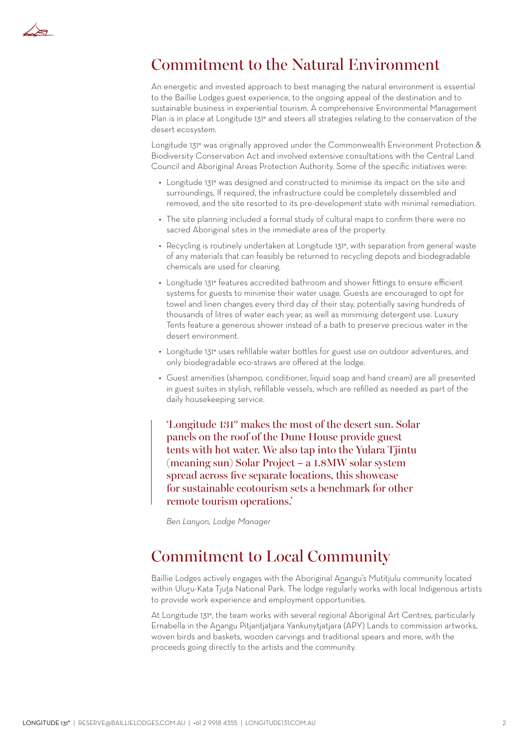## Commitment to the Natural Environment

An energetic and invested approach to best managing the natural environment is essential to the Baillie Lodges guest experience, to the ongoing appeal of the destination and to sustainable business in experiential tourism. A comprehensive Environmental Management Plan is in place at Longitude 131° and steers all strategies relating to the conservation of the desert ecosystem.

Longitude 131° was originally approved under the Commonwealth Environment Protection & Biodiversity Conservation Act and involved extensive consultations with the Central Land Council and Aboriginal Areas Protection Authority. Some of the specific initiatives were:

- Longitude 131° was designed and constructed to minimise its impact on the site and surroundings. If required, the infrastructure could be completely dissembled and removed, and the site resorted to its pre-development state with minimal remediation.
- The site planning included a formal study of cultural maps to confirm there were no sacred Aboriginal sites in the immediate area of the property.
- Recycling is routinely undertaken at Longitude 131°, with separation from general waste of any materials that can feasibly be returned to recycling depots and biodegradable chemicals are used for cleaning.
- Longitude 131° features accredited bathroom and shower fittings to ensure efficient systems for guests to minimise their water usage. Guests are encouraged to opt for towel and linen changes every third day of their stay, potentially saving hundreds of thousands of litres of water each year, as well as minimising detergent use. Luxury Tents feature a generous shower instead of a bath to preserve precious water in the desert environment.
- Longitude 131° uses refillable water bottles for guest use on outdoor adventures, and only biodegradable eco-straws are offered at the lodge.
- Guest amenities (shampoo, conditioner, liquid soap and hand cream) are all presented in guest suites in stylish, refillable vessels, which are refilled as needed as part of the daily housekeeping service.

> 'Longitude 131° makes the most of the desert sun. Solar panels on the roof of the Dune House provide guest tents with hot water. We also tap into the Yulara Tjintu (meaning sun) Solar Project – a 1.8MW solar system spread across five separate locations, this showcase for sustainable ecotourism sets a benchmark for other remote tourism operations.'

*Ben Lanyon, Lodge Manager*

## Commitment to Local Community

Baillie Lodges actively engages with the Aboriginal Anangu's Mutitjulu community located within Uluru-Kata Tjuta National Park. The lodge regularly works with local Indigenous artists to provide work experience and employment opportunities.

At Longitude 131°, the team works with several regional Aboriginal Art Centres, particularly Ernabella in the Anangu Pitjantjatjara Yankunytjatjara (APY) Lands to commission artworks, woven birds and baskets, wooden carvings and traditional spears and more, with the proceeds going directly to the artists and the community.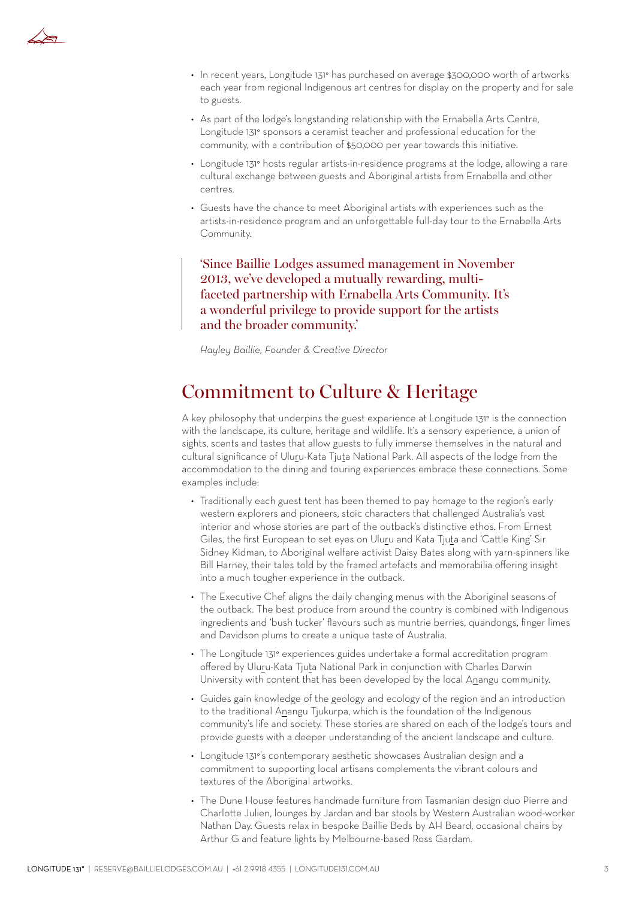- In recent years, Longitude 131° has purchased on average $300,000 worth of artworks each year from regional Indigenous art centres for display on the property and for sale to guests.
- As part of the lodge's longstanding relationship with the Ernabella Arts Centre, Longitude 131° sponsors a ceramist teacher and professional education for the community, with a contribution of $50,000 per year towards this initiative.
- Longitude 131° hosts regular artists-in-residence programs at the lodge, allowing a rare cultural exchange between guests and Aboriginal artists from Ernabella and other centres.
- Guests have the chance to meet Aboriginal artists with experiences such as the artists-in-residence program and an unforgettable full-day tour to the Ernabella Arts Community.

> 'Since Baillie Lodges assumed management in November 2013, we've developed a mutually rewarding, multi-faceted partnership with Ernabella Arts Community. It's a wonderful privilege to provide support for the artists and the broader community.'

*Hayley Baillie, Founder & Creative Director*

## Commitment to Culture & Heritage

A key philosophy that underpins the guest experience at Longitude 131° is the connection with the landscape, its culture, heritage and wildlife. It's a sensory experience, a union of sights, scents and tastes that allow guests to fully immerse themselves in the natural and cultural significance of Uluṟu-Kata Tjuṯa National Park. All aspects of the lodge from the accommodation to the dining and touring experiences embrace these connections. Some examples include:

- Traditionally each guest tent has been themed to pay homage to the region's early western explorers and pioneers, stoic characters that challenged Australia's vast interior and whose stories are part of the outback's distinctive ethos. From Ernest Giles, the first European to set eyes on Uluṟu and Kata Tjuṯa and 'Cattle King' Sir Sidney Kidman, to Aboriginal welfare activist Daisy Bates along with yarn-spinners like Bill Harney, their tales told by the framed artefacts and memorabilia offering insight into a much tougher experience in the outback.
- The Executive Chef aligns the daily changing menus with the Aboriginal seasons of the outback. The best produce from around the country is combined with Indigenous ingredients and 'bush tucker' flavours such as muntrie berries, quandongs, finger limes and Davidson plums to create a unique taste of Australia.
- The Longitude 131° experiences guides undertake a formal accreditation program offered by Uluṟu-Kata Tjuṯa National Park in conjunction with Charles Darwin University with content that has been developed by the local Aṉangu community.
- Guides gain knowledge of the geology and ecology of the region and an introduction to the traditional Aṉangu Tjukurpa, which is the foundation of the Indigenous community's life and society. These stories are shared on each of the lodge's tours and provide guests with a deeper understanding of the ancient landscape and culture.
- Longitude 131°'s contemporary aesthetic showcases Australian design and a commitment to supporting local artisans complements the vibrant colours and textures of the Aboriginal artworks.
- The Dune House features handmade furniture from Tasmanian design duo Pierre and Charlotte Julien, lounges by Jardan and bar stools by Western Australian wood-worker Nathan Day. Guests relax in bespoke Baillie Beds by AH Beard, occasional chairs by Arthur G and feature lights by Melbourne-based Ross Gardam.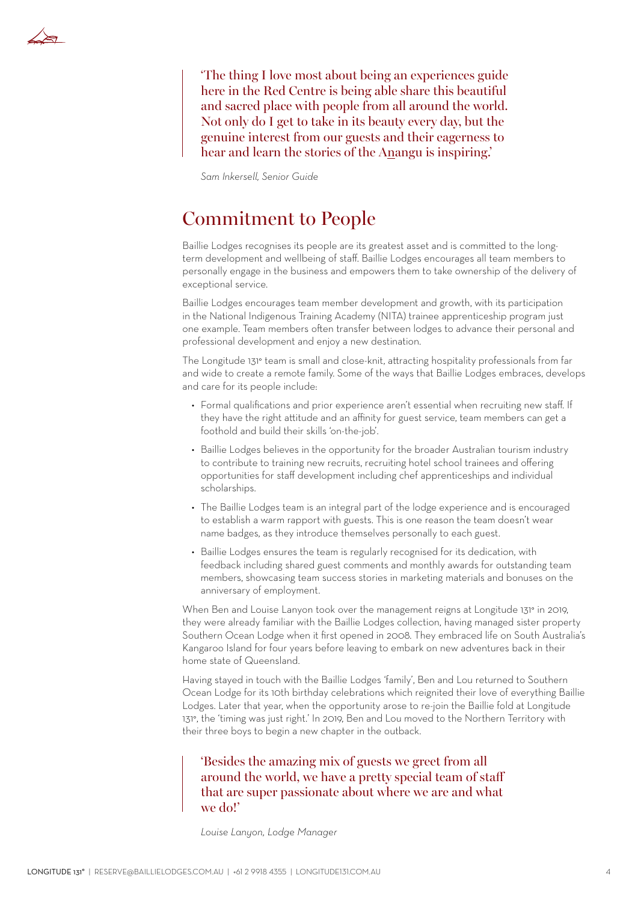> 'The thing I love most about being an experiences guide here in the Red Centre is being able share this beautiful and sacred place with people from all around the world. Not only do I get to take in its beauty every day, but the genuine interest from our guests and their eagerness to hear and learn the stories of the Anangu is inspiring.'

*Sam Inkersell, Senior Guide*

## Commitment to People

Baillie Lodges recognises its people are its greatest asset and is committed to the long-term development and wellbeing of staff. Baillie Lodges encourages all team members to personally engage in the business and empowers them to take ownership of the delivery of exceptional service.

Baillie Lodges encourages team member development and growth, with its participation in the National Indigenous Training Academy (NITA) trainee apprenticeship program just one example. Team members often transfer between lodges to advance their personal and professional development and enjoy a new destination.

The Longitude 131° team is small and close-knit, attracting hospitality professionals from far and wide to create a remote family. Some of the ways that Baillie Lodges embraces, develops and care for its people include:

- Formal qualifications and prior experience aren't essential when recruiting new staff. If they have the right attitude and an affinity for guest service, team members can get a foothold and build their skills 'on-the-job'.
- Baillie Lodges believes in the opportunity for the broader Australian tourism industry to contribute to training new recruits, recruiting hotel school trainees and offering opportunities for staff development including chef apprenticeships and individual scholarships.
- The Baillie Lodges team is an integral part of the lodge experience and is encouraged to establish a warm rapport with guests. This is one reason the team doesn't wear name badges, as they introduce themselves personally to each guest.
- Baillie Lodges ensures the team is regularly recognised for its dedication, with feedback including shared guest comments and monthly awards for outstanding team members, showcasing team success stories in marketing materials and bonuses on the anniversary of employment.

When Ben and Louise Lanyon took over the management reigns at Longitude 131° in 2019, they were already familiar with the Baillie Lodges collection, having managed sister property Southern Ocean Lodge when it first opened in 2008. They embraced life on South Australia's Kangaroo Island for four years before leaving to embark on new adventures back in their home state of Queensland.

Having stayed in touch with the Baillie Lodges 'family', Ben and Lou returned to Southern Ocean Lodge for its 10th birthday celebrations which reignited their love of everything Baillie Lodges. Later that year, when the opportunity arose to re-join the Baillie fold at Longitude 131°, the 'timing was just right.' In 2019, Ben and Lou moved to the Northern Territory with their three boys to begin a new chapter in the outback.

> 'Besides the amazing mix of guests we greet from all around the world, we have a pretty special team of staff that are super passionate about where we are and what we do!'

*Louise Lanyon, Lodge Manager*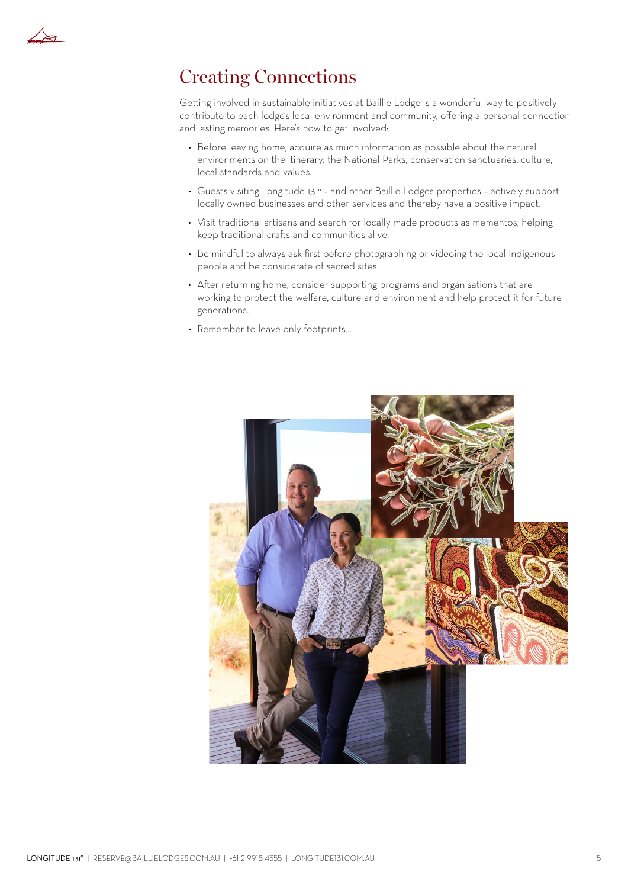## Creating Connections

Getting involved in sustainable initiatives at Baillie Lodge is a wonderful way to positively contribute to each lodge's local environment and community, offering a personal connection and lasting memories. Here's how to get involved:

- Before leaving home, acquire as much information as possible about the natural environments on the itinerary: the National Parks, conservation sanctuaries, culture, local standards and values.
- Guests visiting Longitude 131° – and other Baillie Lodges properties – actively support locally owned businesses and other services and thereby have a positive impact.
- Visit traditional artisans and search for locally made products as mementos, helping keep traditional crafts and communities alive.
- Be mindful to always ask first before photographing or videoing the local Indigenous people and be considerate of sacred sites.
- After returning home, consider supporting programs and organisations that are working to protect the welfare, culture and environment and help protect it for future generations.
- Remember to leave only footprints...